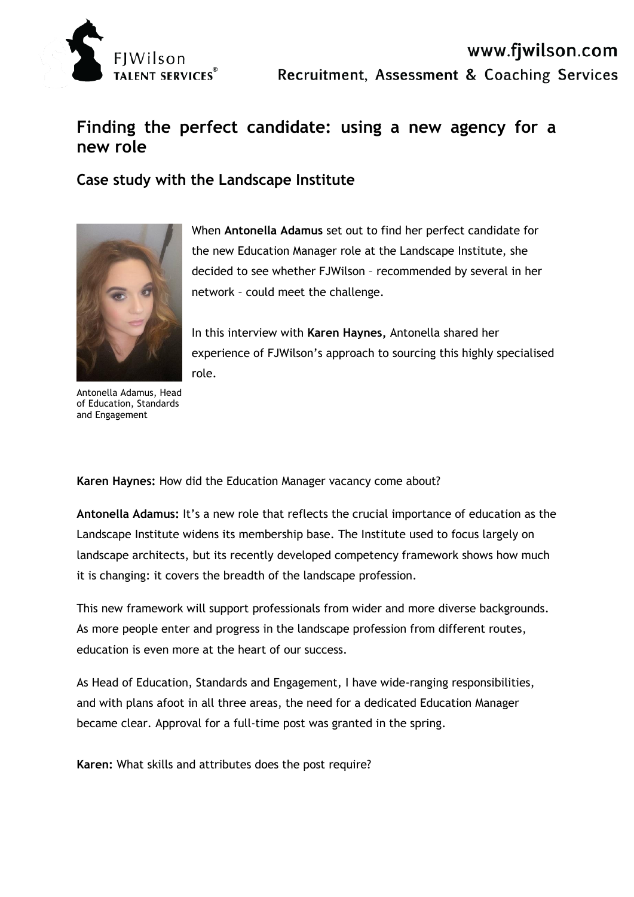# Finding the perfect candidate: using a new agency for a new role

## Case study with the Landscape Institute

Antonella Adamus, Head of Education, Standards and Engagement

When **Antonella Adamus** set out to find her perfect candidate for the new Education Manager role at the Landscape Institute, she decided to see whether FJWilson – recommended by several in her network – could meet the challenge.

In this interview with **Karen Haynes,** Antonella shared her experience of FJWilson's approach to sourcing this highly specialised role.

**Karen Haynes:** How did the Education Manager vacancy come about?

**Antonella Adamus:** It's a new role that reflects the crucial importance of education as the Landscape Institute widens its membership base. The Institute used to focus largely on landscape architects, but its recently developed competency framework shows how much it is changing: it covers the breadth of the landscape profession.

This new framework will support professionals from wider and more diverse backgrounds. As more people enter and progress in the landscape profession from different routes, education is even more at the heart of our success.

As Head of Education, Standards and Engagement, I have wide-ranging responsibilities, and with plans afoot in all three areas, the need for a dedicated Education Manager became clear. Approval for a full-time post was granted in the spring.

**Karen:** What skills and attributes does the post require?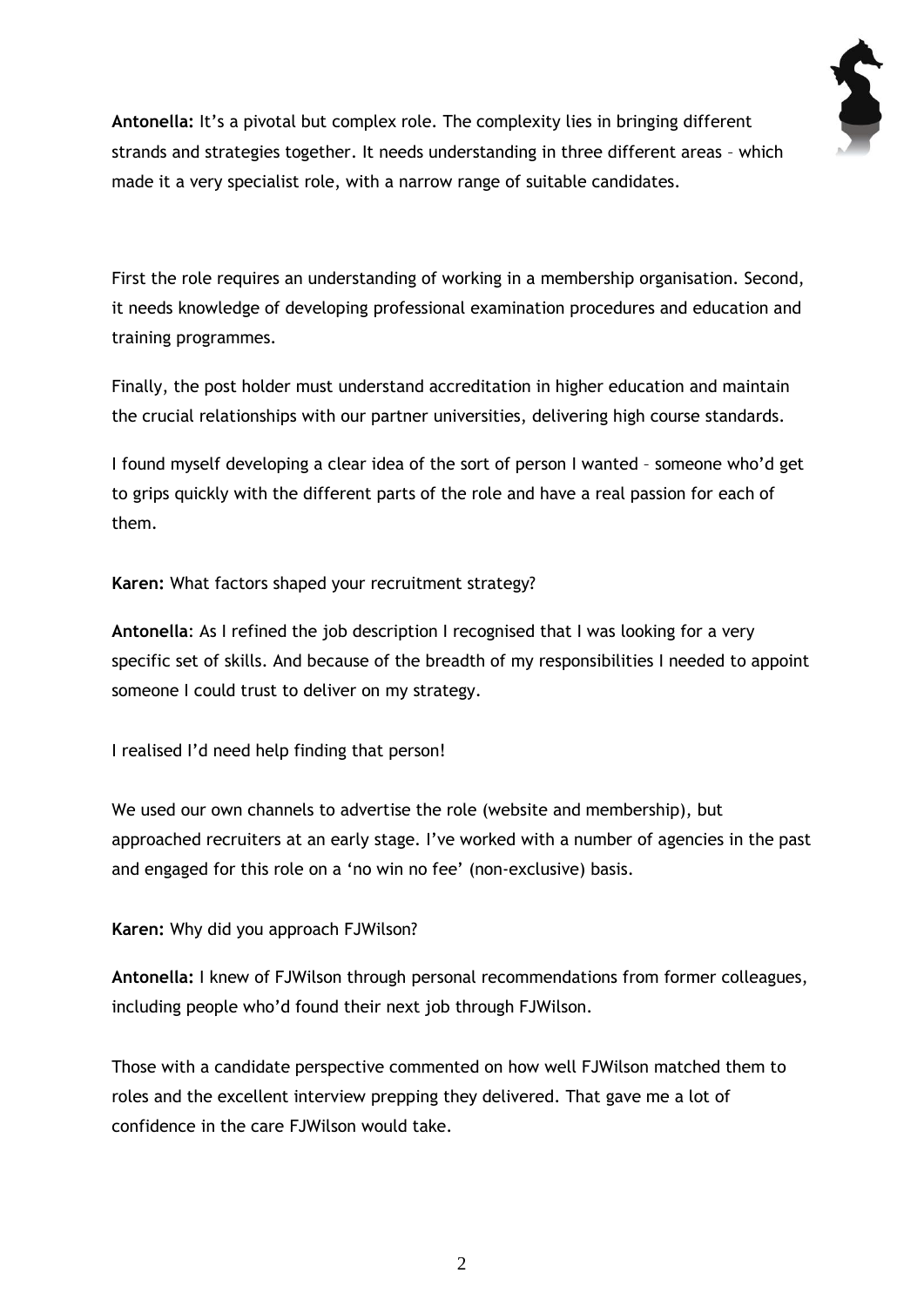**Antonella:** It's a pivotal but complex role. The complexity lies in bringing different strands and strategies together. It needs understanding in three different areas – which made it a very specialist role, with a narrow range of suitable candidates.

First the role requires an understanding of working in a membership organisation. Second, it needs knowledge of developing professional examination procedures and education and training programmes.

Finally, the post holder must understand accreditation in higher education and maintain the crucial relationships with our partner universities, delivering high course standards.

I found myself developing a clear idea of the sort of person I wanted – someone who'd get to grips quickly with the different parts of the role and have a real passion for each of them.

**Karen:** What factors shaped your recruitment strategy?

**Antonella**: As I refined the job description I recognised that I was looking for a very specific set of skills. And because of the breadth of my responsibilities I needed to appoint someone I could trust to deliver on my strategy.

I realised I'd need help finding that person!

We used our own channels to advertise the role (website and membership), but approached recruiters at an early stage. I've worked with a number of agencies in the past and engaged for this role on a 'no win no fee' (non-exclusive) basis.

**Karen:** Why did you approach FJWilson?

**Antonella:** I knew of FJWilson through personal recommendations from former colleagues, including people who'd found their next job through FJWilson.

Those with a candidate perspective commented on how well FJWilson matched them to roles and the excellent interview prepping they delivered. That gave me a lot of confidence in the care FJWilson would take.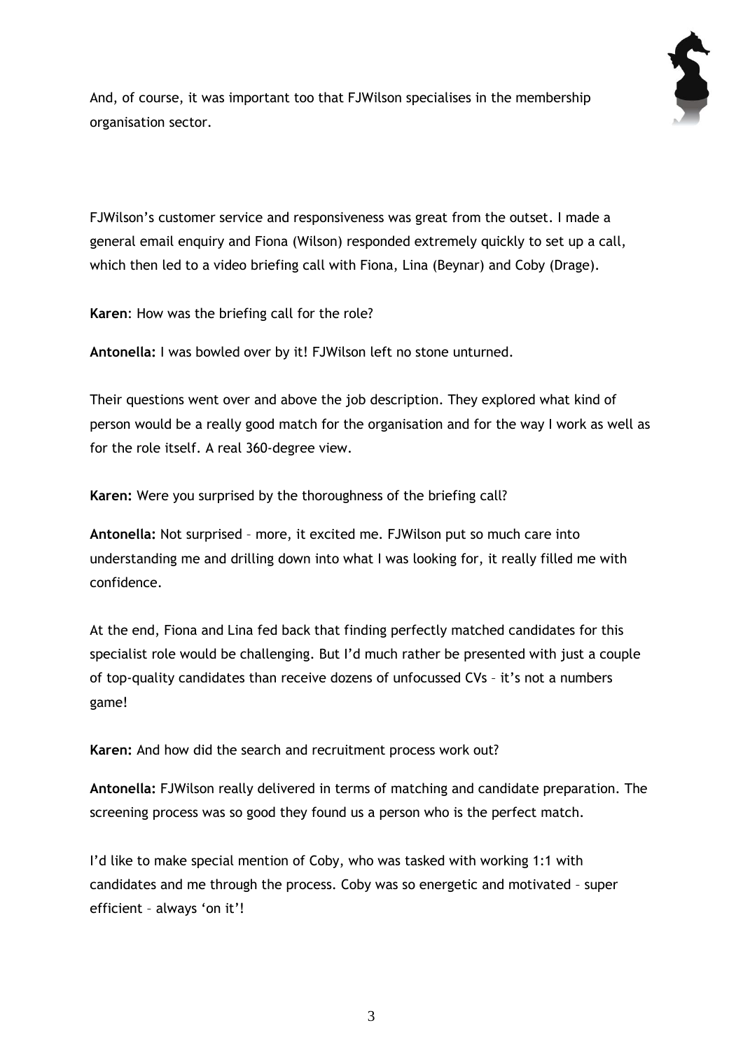And, of course, it was important too that FJWilson specialises in the membership organisation sector.

FJWilson's customer service and responsiveness was great from the outset. I made a general email enquiry and Fiona (Wilson) responded extremely quickly to set up a call, which then led to a video briefing call with Fiona, Lina (Beynar) and Coby (Drage).

**Karen**: How was the briefing call for the role?

**Antonella:** I was bowled over by it! FJWilson left no stone unturned.

Their questions went over and above the job description. They explored what kind of person would be a really good match for the organisation and for the way I work as well as for the role itself. A real 360-degree view.

**Karen:** Were you surprised by the thoroughness of the briefing call?

**Antonella:** Not surprised – more, it excited me. FJWilson put so much care into understanding me and drilling down into what I was looking for, it really filled me with confidence.

At the end, Fiona and Lina fed back that finding perfectly matched candidates for this specialist role would be challenging. But I'd much rather be presented with just a couple of top-quality candidates than receive dozens of unfocussed CVs – it's not a numbers game!

**Karen:** And how did the search and recruitment process work out?

**Antonella:** FJWilson really delivered in terms of matching and candidate preparation. The screening process was so good they found us a person who is the perfect match.

I'd like to make special mention of Coby, who was tasked with working 1:1 with candidates and me through the process. Coby was so energetic and motivated – super efficient – always 'on it'!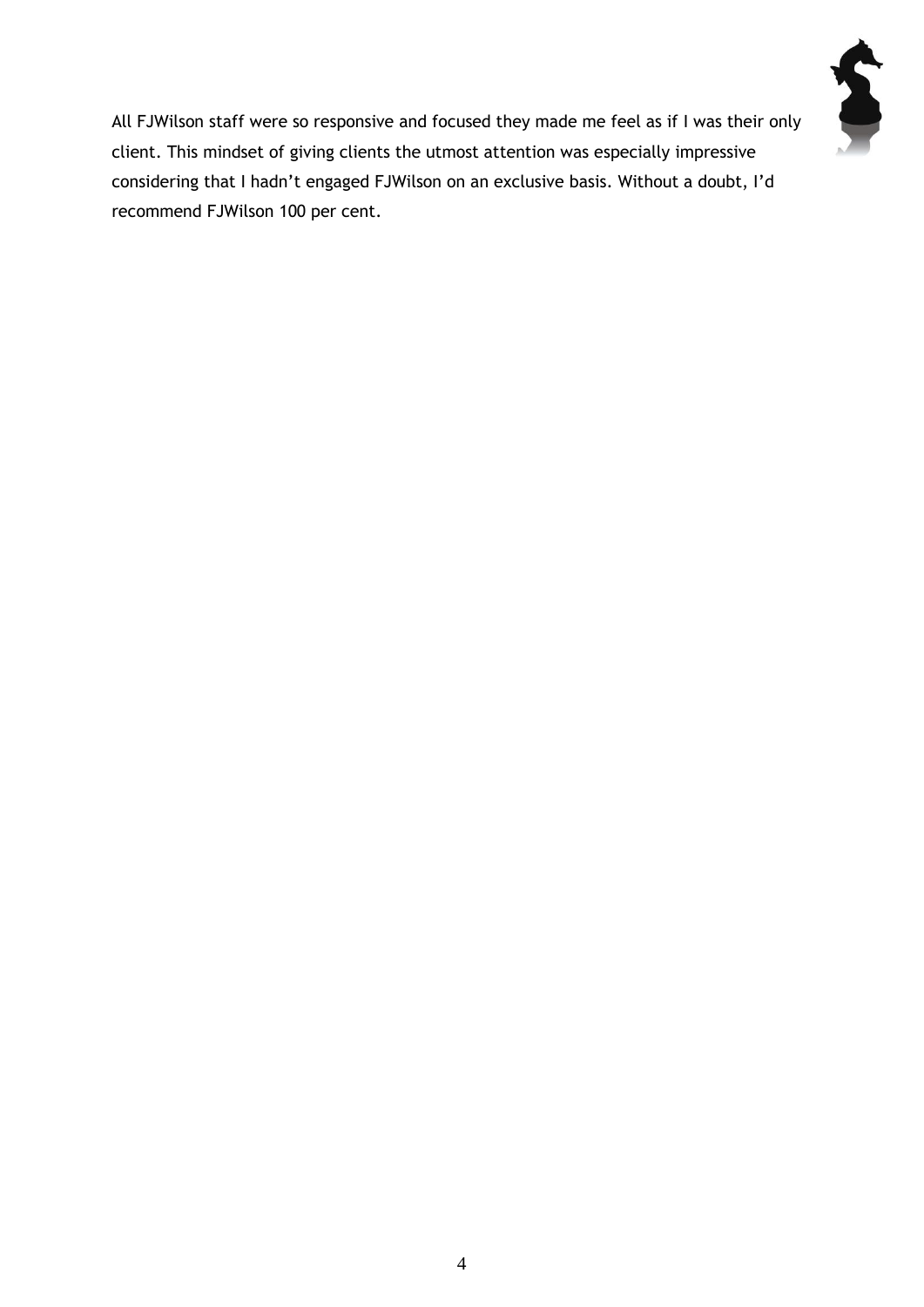All FJWilson staff were so responsive and focused they made me feel as if I was their only client. This mindset of giving clients the utmost attention was especially impressive considering that I hadn't engaged FJWilson on an exclusive basis. Without a doubt, I'd recommend FJWilson 100 per cent.